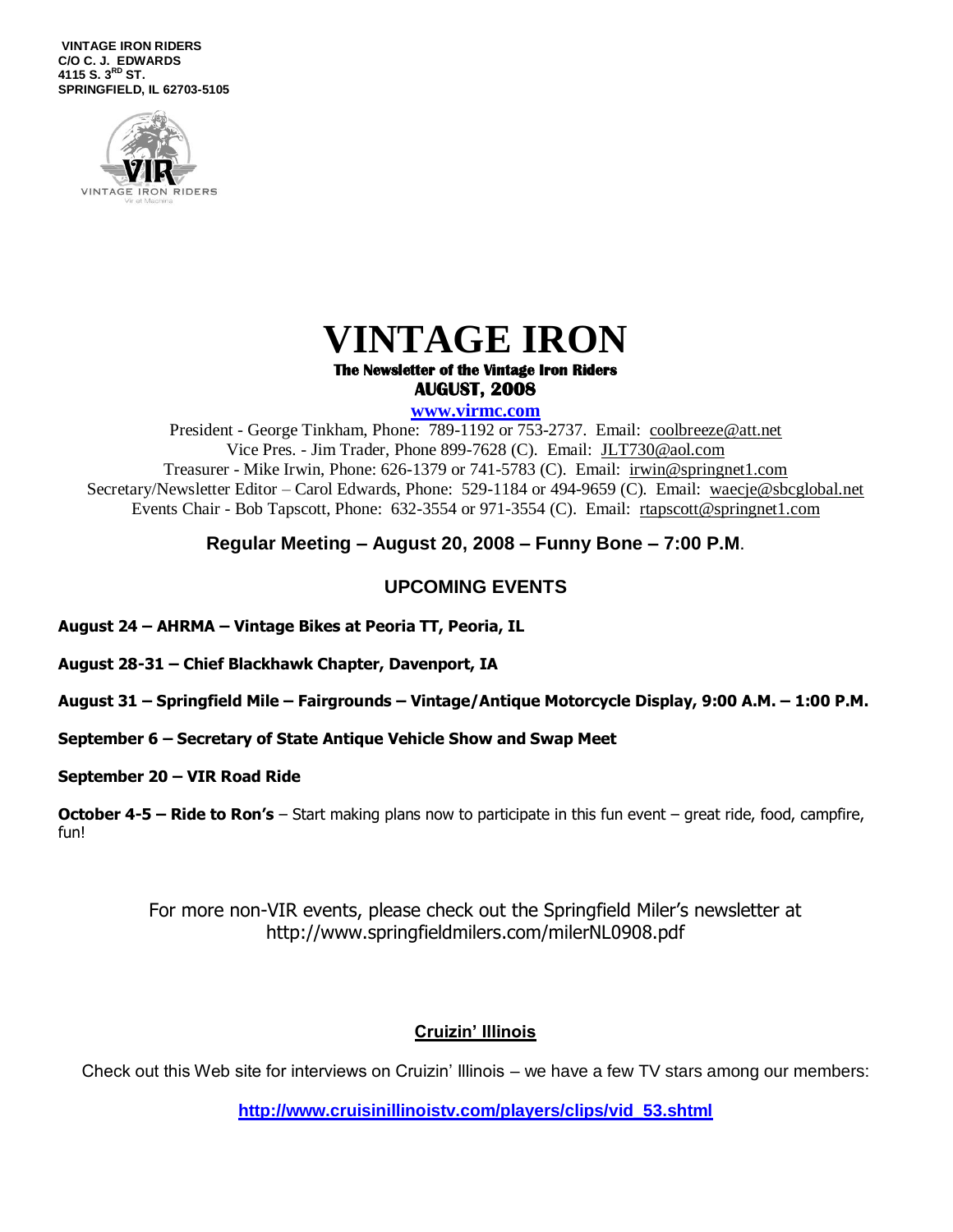**VINTAGE IRON RIDERS**
**C/O C. J. EDWARDS**
**4115 S. 3RD ST.**
**SPRINGFIELD, IL 62703-5105**

# VINTAGE IRON

**The Newsletter of the Vintage Iron Riders**
**AUGUST, 2008**

**www.virmc.com**

President - George Tinkham, Phone: 789-1192 or 753-2737. Email: coolbreeze@att.net
Vice Pres. - Jim Trader, Phone 899-7628 (C). Email: JLT730@aol.com
Treasurer - Mike Irwin, Phone: 626-1379 or 741-5783 (C). Email: irwin@springnet1.com
Secretary/Newsletter Editor – Carol Edwards, Phone: 529-1184 or 494-9659 (C). Email: waecje@sbcglobal.net
Events Chair - Bob Tapscott, Phone: 632-3554 or 971-3554 (C). Email: rtapscott@springnet1.com

### Regular Meeting – August 20, 2008 – Funny Bone – 7:00 P.M.

## UPCOMING EVENTS

**August 24 – AHRMA – Vintage Bikes at Peoria TT, Peoria, IL**

**August 28-31 – Chief Blackhawk Chapter, Davenport, IA**

**August 31 – Springfield Mile – Fairgrounds – Vintage/Antique Motorcycle Display, 9:00 A.M. – 1:00 P.M.**

**September 6 – Secretary of State Antique Vehicle Show and Swap Meet**

**September 20 – VIR Road Ride**

**October 4-5 – Ride to Ron's** – Start making plans now to participate in this fun event – great ride, food, campfire, fun!

For more non-VIR events, please check out the Springfield Miler's newsletter at http://www.springfieldmilers.com/milerNL0908.pdf

## Cruizin' Illinois

Check out this Web site for interviews on Cruizin' Illinois – we have a few TV stars among our members:

**http://www.cruisinillinoistv.com/players/clips/vid_53.shtml**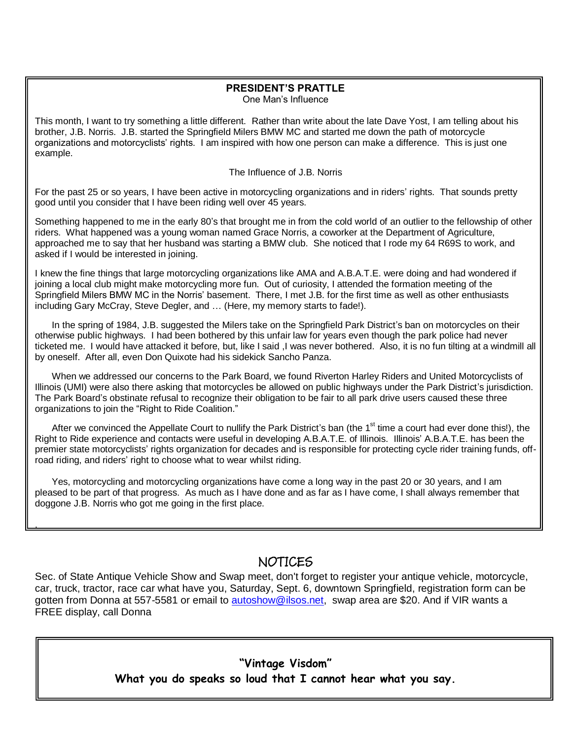## PRESIDENT'S PRATTLE

One Man's Influence

This month, I want to try something a little different. Rather than write about the late Dave Yost, I am telling about his brother, J.B. Norris. J.B. started the Springfield Milers BMW MC and started me down the path of motorcycle organizations and motorcyclists' rights. I am inspired with how one person can make a difference. This is just one example.

The Influence of J.B. Norris

For the past 25 or so years, I have been active in motorcycling organizations and in riders' rights. That sounds pretty good until you consider that I have been riding well over 45 years.

Something happened to me in the early 80's that brought me in from the cold world of an outlier to the fellowship of other riders. What happened was a young woman named Grace Norris, a coworker at the Department of Agriculture, approached me to say that her husband was starting a BMW club. She noticed that I rode my 64 R69S to work, and asked if I would be interested in joining.

I knew the fine things that large motorcycling organizations like AMA and A.B.A.T.E. were doing and had wondered if joining a local club might make motorcycling more fun. Out of curiosity, I attended the formation meeting of the Springfield Milers BMW MC in the Norris' basement. There, I met J.B. for the first time as well as other enthusiasts including Gary McCray, Steve Degler, and … (Here, my memory starts to fade!).

In the spring of 1984, J.B. suggested the Milers take on the Springfield Park District's ban on motorcycles on their otherwise public highways. I had been bothered by this unfair law for years even though the park police had never ticketed me. I would have attacked it before, but, like I said ,I was never bothered. Also, it is no fun tilting at a windmill all by oneself. After all, even Don Quixote had his sidekick Sancho Panza.

When we addressed our concerns to the Park Board, we found Riverton Harley Riders and United Motorcyclists of Illinois (UMI) were also there asking that motorcycles be allowed on public highways under the Park District's jurisdiction. The Park Board's obstinate refusal to recognize their obligation to be fair to all park drive users caused these three organizations to join the "Right to Ride Coalition."

After we convinced the Appellate Court to nullify the Park District's ban (the 1st time a court had ever done this!), the Right to Ride experience and contacts were useful in developing A.B.A.T.E. of Illinois. Illinois' A.B.A.T.E. has been the premier state motorcyclists' rights organization for decades and is responsible for protecting cycle rider training funds, off-road riding, and riders' right to choose what to wear whilst riding.

Yes, motorcycling and motorcycling organizations have come a long way in the past 20 or 30 years, and I am pleased to be part of that progress. As much as I have done and as far as I have come, I shall always remember that doggone J.B. Norris who got me going in the first place.

## NOTICES

Sec. of State Antique Vehicle Show and Swap meet, don't forget to register your antique vehicle, motorcycle, car, truck, tractor, race car what have you, Saturday, Sept. 6, downtown Springfield, registration form can be gotten from Donna at 557-5581 or email to autoshow@ilsos.net, swap area are $20. And if VIR wants a FREE display, call Donna

**"Vintage Visdom"**

**What you do speaks so loud that I cannot hear what you say.**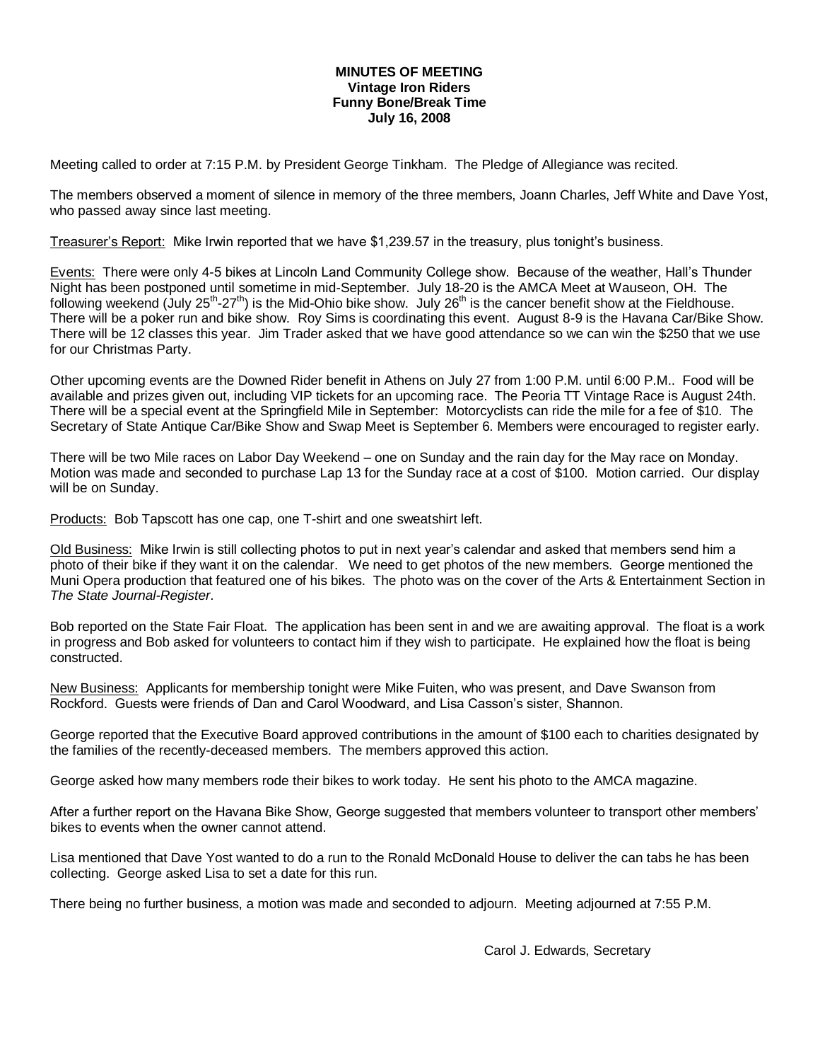**MINUTES OF MEETING**
**Vintage Iron Riders**
**Funny Bone/Break Time**
**July 16, 2008**

Meeting called to order at 7:15 P.M. by President George Tinkham. The Pledge of Allegiance was recited.

The members observed a moment of silence in memory of the three members, Joann Charles, Jeff White and Dave Yost, who passed away since last meeting.

Treasurer's Report: Mike Irwin reported that we have $1,239.57 in the treasury, plus tonight's business.

Events: There were only 4-5 bikes at Lincoln Land Community College show. Because of the weather, Hall's Thunder Night has been postponed until sometime in mid-September. July 18-20 is the AMCA Meet at Wauseon, OH. The following weekend (July 25th-27th) is the Mid-Ohio bike show. July 26th is the cancer benefit show at the Fieldhouse. There will be a poker run and bike show. Roy Sims is coordinating this event. August 8-9 is the Havana Car/Bike Show. There will be 12 classes this year. Jim Trader asked that we have good attendance so we can win the $250 that we use for our Christmas Party.

Other upcoming events are the Downed Rider benefit in Athens on July 27 from 1:00 P.M. until 6:00 P.M.. Food will be available and prizes given out, including VIP tickets for an upcoming race. The Peoria TT Vintage Race is August 24th. There will be a special event at the Springfield Mile in September: Motorcyclists can ride the mile for a fee of $10. The Secretary of State Antique Car/Bike Show and Swap Meet is September 6. Members were encouraged to register early.

There will be two Mile races on Labor Day Weekend – one on Sunday and the rain day for the May race on Monday. Motion was made and seconded to purchase Lap 13 for the Sunday race at a cost of $100. Motion carried. Our display will be on Sunday.

Products: Bob Tapscott has one cap, one T-shirt and one sweatshirt left.

Old Business: Mike Irwin is still collecting photos to put in next year's calendar and asked that members send him a photo of their bike if they want it on the calendar. We need to get photos of the new members. George mentioned the Muni Opera production that featured one of his bikes. The photo was on the cover of the Arts & Entertainment Section in *The State Journal-Register*.

Bob reported on the State Fair Float. The application has been sent in and we are awaiting approval. The float is a work in progress and Bob asked for volunteers to contact him if they wish to participate. He explained how the float is being constructed.

New Business: Applicants for membership tonight were Mike Fuiten, who was present, and Dave Swanson from Rockford. Guests were friends of Dan and Carol Woodward, and Lisa Casson's sister, Shannon.

George reported that the Executive Board approved contributions in the amount of $100 each to charities designated by the families of the recently-deceased members. The members approved this action.

George asked how many members rode their bikes to work today. He sent his photo to the AMCA magazine.

After a further report on the Havana Bike Show, George suggested that members volunteer to transport other members' bikes to events when the owner cannot attend.

Lisa mentioned that Dave Yost wanted to do a run to the Ronald McDonald House to deliver the can tabs he has been collecting. George asked Lisa to set a date for this run.

There being no further business, a motion was made and seconded to adjourn. Meeting adjourned at 7:55 P.M.

Carol J. Edwards, Secretary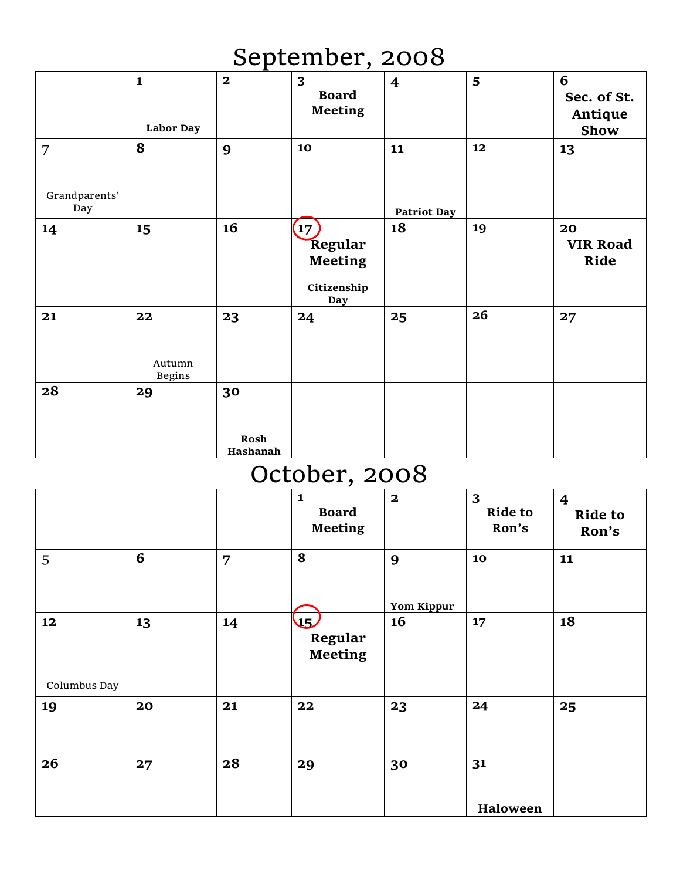# September, 2008

| | | | | | | |
|---|---|---|---|---|---|---|
| | 1<br>Labor Day | 2 | 3<br>**Board Meeting** | 4 | 5 | 6<br>**Sec. of St. Antique Show** |
| 7<br>Grandparents' Day | 8 | 9 | 10 | 11<br>Patriot Day | 12 | 13 |
| 14 | 15 | 16 | 17<br>**Regular Meeting**<br>Citizenship Day | 18 | 19 | 20<br>**VIR Road Ride** |
| 21 | 22<br>Autumn Begins | 23 | 24 | 25 | 26 | 27 |
| 28 | 29 | 30<br>Rosh Hashanah | | | | |

# October, 2008

| | | | | | | |
|---|---|---|---|---|---|---|
| | | | 1<br>**Board Meeting** | 2 | 3<br>**Ride to Ron's** | 4<br>**Ride to Ron's** |
| 5 | 6 | 7 | 8 | 9<br>Yom Kippur | 10 | 11 |
| 12<br>Columbus Day | 13 | 14 | 15<br>**Regular Meeting** | 16 | 17 | 18 |
| 19 | 20 | 21 | 22 | 23 | 24 | 25 |
| 26 | 27 | 28 | 29 | 30 | 31<br>**Haloween** | |